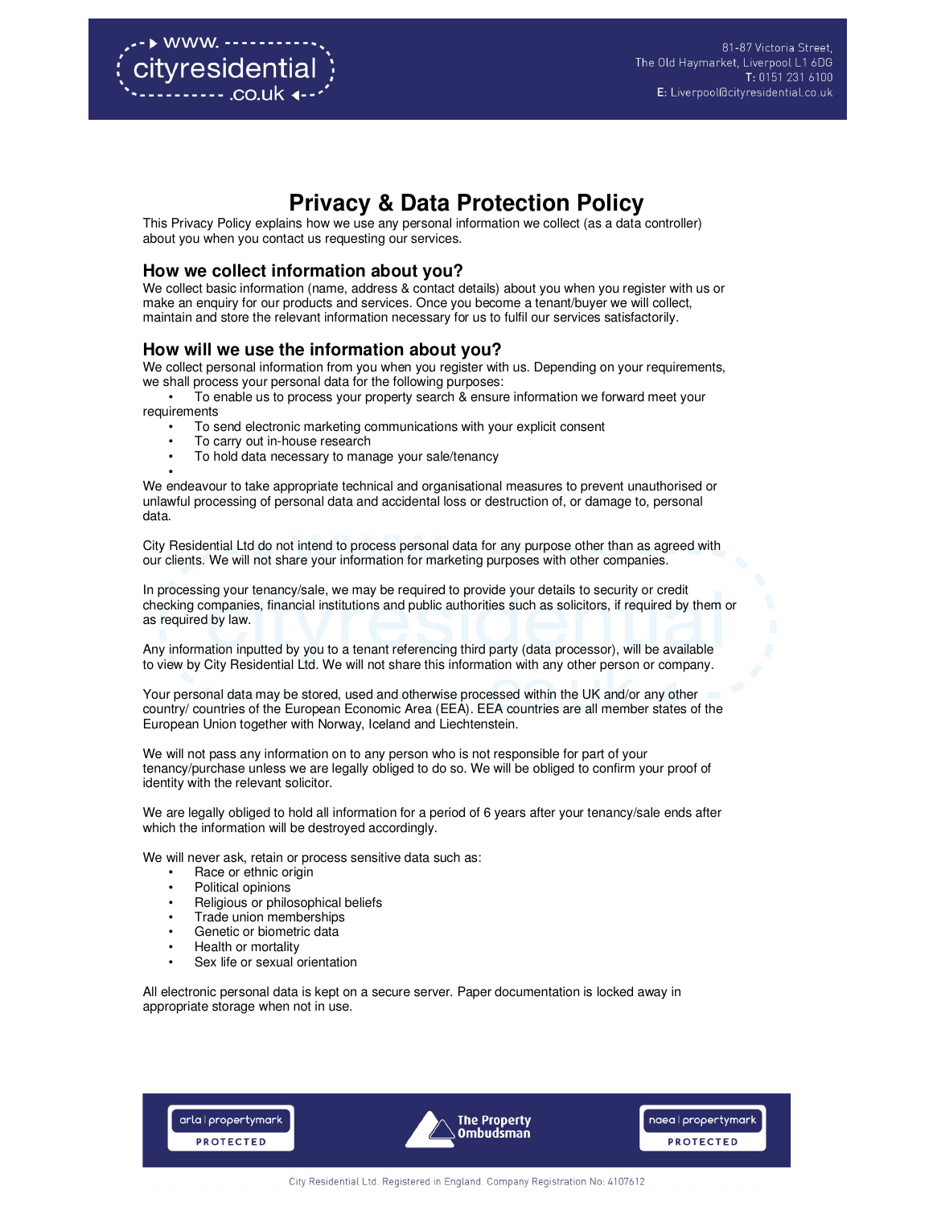# Privacy & Data Protection Policy

This Privacy Policy explains how we use any personal information we collect (as a data controller) about you when you contact us requesting our services.

## How we collect information about you?

We collect basic information (name, address & contact details) about you when you register with us or make an enquiry for our products and services. Once you become a tenant/buyer we will collect, maintain and store the relevant information necessary for us to fulfil our services satisfactorily.

## How will we use the information about you?

We collect personal information from you when you register with us. Depending on your requirements, we shall process your personal data for the following purposes:

- To enable us to process your property search & ensure information we forward meet your requirements
- To send electronic marketing communications with your explicit consent
- To carry out in-house research
- To hold data necessary to manage your sale/tenancy

We endeavour to take appropriate technical and organisational measures to prevent unauthorised or unlawful processing of personal data and accidental loss or destruction of, or damage to, personal data.

City Residential Ltd do not intend to process personal data for any purpose other than as agreed with our clients. We will not share your information for marketing purposes with other companies.

In processing your tenancy/sale, we may be required to provide your details to security or credit checking companies, financial institutions and public authorities such as solicitors, if required by them or as required by law.

Any information inputted by you to a tenant referencing third party (data processor), will be available to view by City Residential Ltd. We will not share this information with any other person or company.

Your personal data may be stored, used and otherwise processed within the UK and/or any other country/ countries of the European Economic Area (EEA). EEA countries are all member states of the European Union together with Norway, Iceland and Liechtenstein.

We will not pass any information on to any person who is not responsible for part of your tenancy/purchase unless we are legally obliged to do so. We will be obliged to confirm your proof of identity with the relevant solicitor.

We are legally obliged to hold all information for a period of 6 years after your tenancy/sale ends after which the information will be destroyed accordingly.

We will never ask, retain or process sensitive data such as:

- Race or ethnic origin
- Political opinions
- Religious or philosophical beliefs
- Trade union memberships
- Genetic or biometric data
- Health or mortality
- Sex life or sexual orientation

All electronic personal data is kept on a secure server. Paper documentation is locked away in appropriate storage when not in use.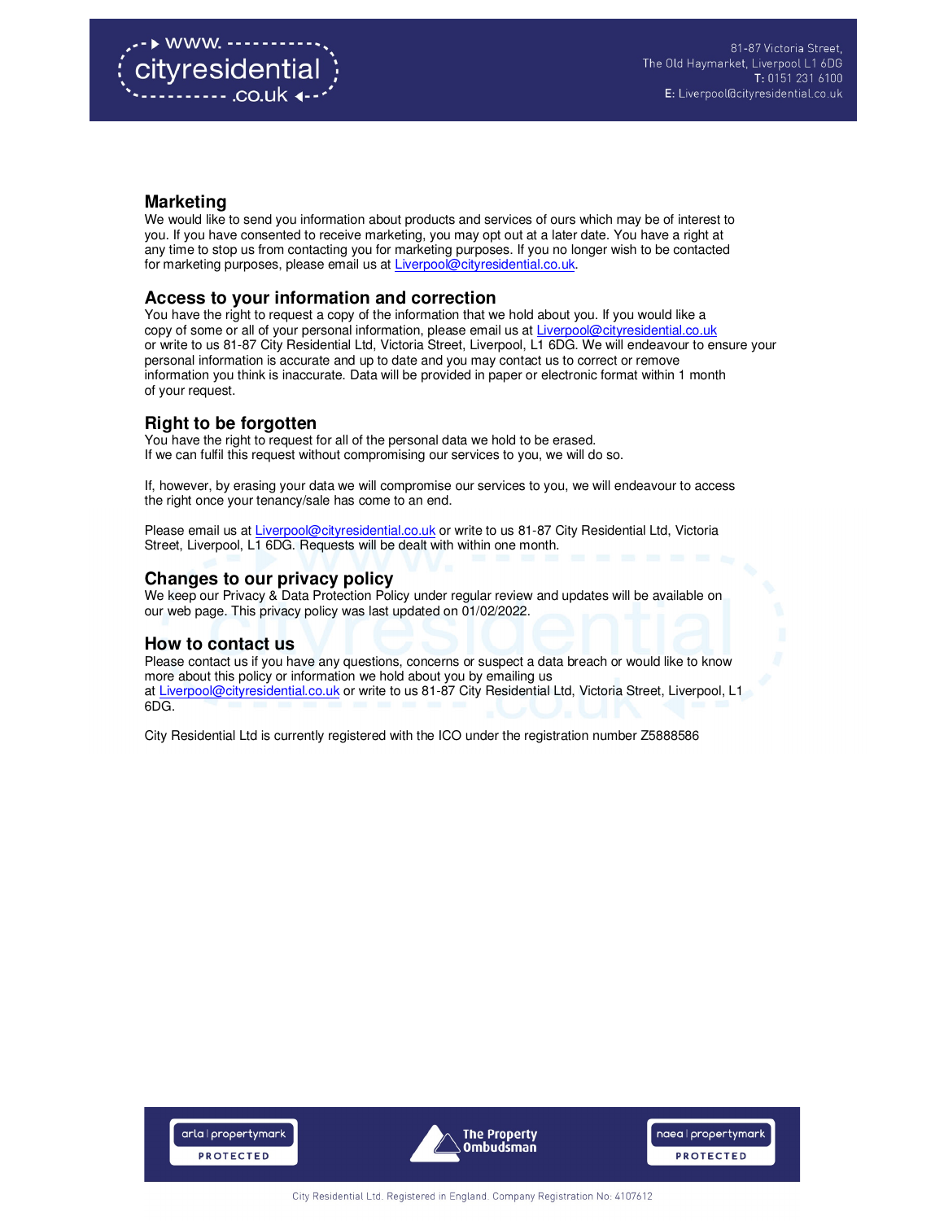## Marketing

We would like to send you information about products and services of ours which may be of interest to you. If you have consented to receive marketing, you may opt out at a later date. You have a right at any time to stop us from contacting you for marketing purposes. If you no longer wish to be contacted for marketing purposes, please email us at Liverpool@cityresidential.co.uk.

## Access to your information and correction

You have the right to request a copy of the information that we hold about you. If you would like a copy of some or all of your personal information, please email us at Liverpool@cityresidential.co.uk or write to us 81-87 City Residential Ltd, Victoria Street, Liverpool, L1 6DG. We will endeavour to ensure your personal information is accurate and up to date and you may contact us to correct or remove information you think is inaccurate. Data will be provided in paper or electronic format within 1 month of your request.

## Right to be forgotten

You have the right to request for all of the personal data we hold to be erased.
If we can fulfil this request without compromising our services to you, we will do so.

If, however, by erasing your data we will compromise our services to you, we will endeavour to access the right once your tenancy/sale has come to an end.

Please email us at Liverpool@cityresidential.co.uk or write to us 81-87 City Residential Ltd, Victoria Street, Liverpool, L1 6DG. Requests will be dealt with within one month.

## Changes to our privacy policy

We keep our Privacy & Data Protection Policy under regular review and updates will be available on our web page. This privacy policy was last updated on 01/02/2022.

## How to contact us

Please contact us if you have any questions, concerns or suspect a data breach or would like to know more about this policy or information we hold about you by emailing us at Liverpool@cityresidential.co.uk or write to us 81-87 City Residential Ltd, Victoria Street, Liverpool, L1 6DG.

City Residential Ltd is currently registered with the ICO under the registration number Z5888586